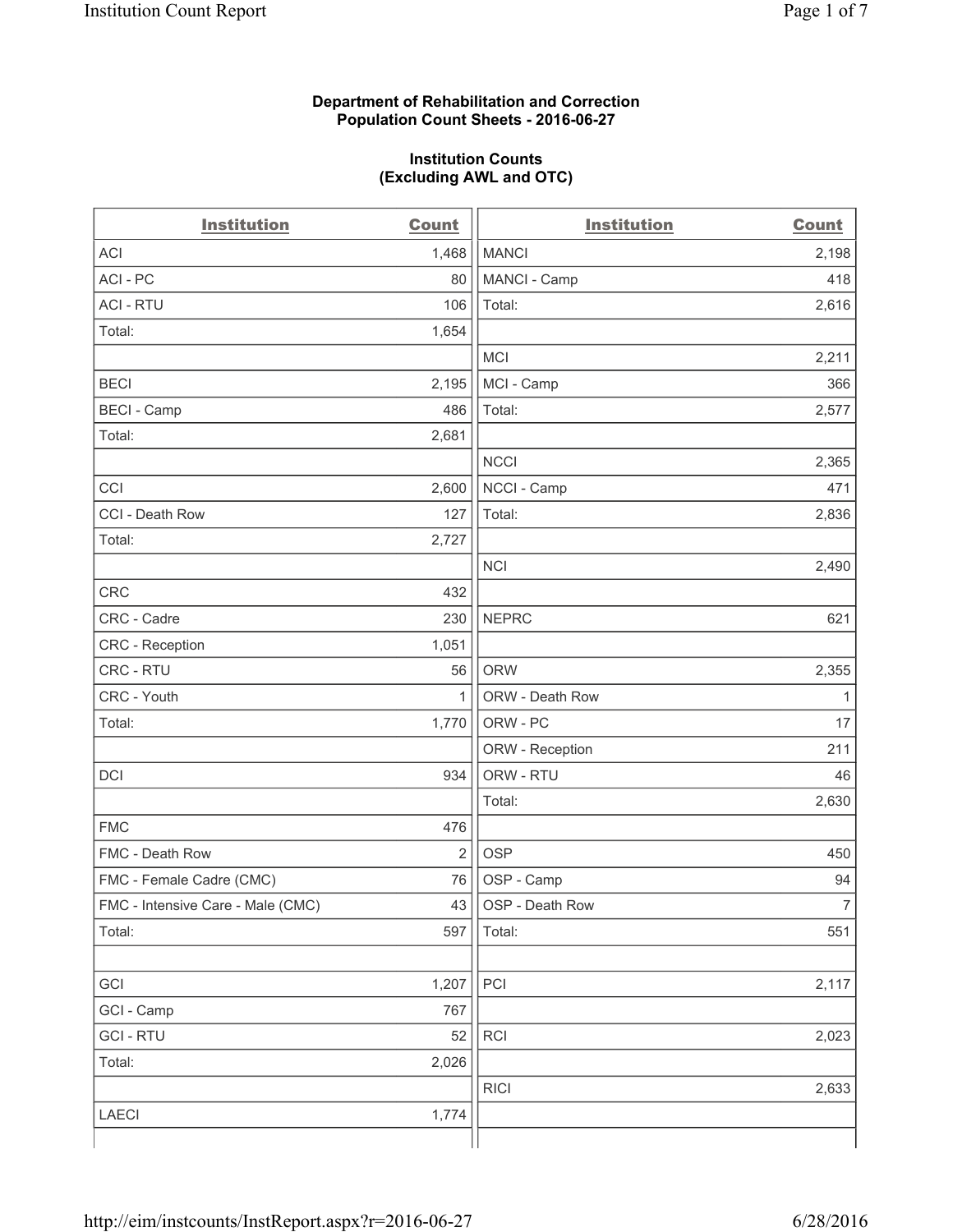**Department of Rehabilitation and Correction**
**Population Count Sheets - 2016-06-27**

**Institution Counts**
**(Excluding AWL and OTC)**

| Institution | Count | Institution | Count |
|---|---|---|---|
| ACI | 1,468 | MANCI | 2,198 |
| ACI - PC | 80 | MANCI - Camp | 418 |
| ACI - RTU | 106 | Total: | 2,616 |
| Total: | 1,654 | | |
| | | MCI | 2,211 |
| BECI | 2,195 | MCI - Camp | 366 |
| BECI - Camp | 486 | Total: | 2,577 |
| Total: | 2,681 | | |
| | | NCCI | 2,365 |
| CCI | 2,600 | NCCI - Camp | 471 |
| CCI - Death Row | 127 | Total: | 2,836 |
| Total: | 2,727 | | |
| | | NCI | 2,490 |
| CRC | 432 | | |
| CRC - Cadre | 230 | NEPRC | 621 |
| CRC - Reception | 1,051 | | |
| CRC - RTU | 56 | ORW | 2,355 |
| CRC - Youth | 1 | ORW - Death Row | 1 |
| Total: | 1,770 | ORW - PC | 17 |
| | | ORW - Reception | 211 |
| DCI | 934 | ORW - RTU | 46 |
| | | Total: | 2,630 |
| FMC | 476 | | |
| FMC - Death Row | 2 | OSP | 450 |
| FMC - Female Cadre (CMC) | 76 | OSP - Camp | 94 |
| FMC - Intensive Care - Male (CMC) | 43 | OSP - Death Row | 7 |
| Total: | 597 | Total: | 551 |
| | | | |
| GCI | 1,207 | PCI | 2,117 |
| GCI - Camp | 767 | | |
| GCI - RTU | 52 | RCI | 2,023 |
| Total: | 2,026 | | |
| | | RICI | 2,633 |
| LAECI | 1,774 | | |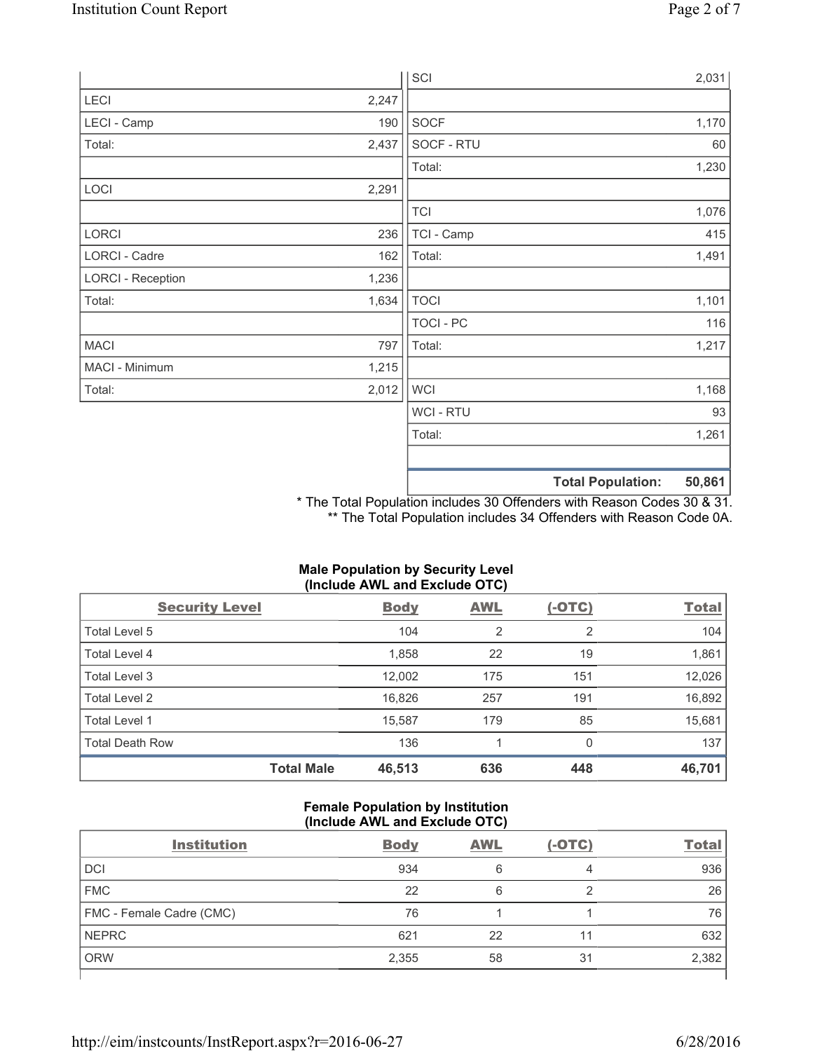| | | | |
|---|---|---|---|
| | | SCI | 2,031 |
| LECI | 2,247 | | |
| LECI - Camp | 190 | SOCF | 1,170 |
| Total: | 2,437 | SOCF - RTU | 60 |
| | | Total: | 1,230 |
| LOCI | 2,291 | | |
| | | TCI | 1,076 |
| LORCI | 236 | TCI - Camp | 415 |
| LORCI - Cadre | 162 | Total: | 1,491 |
| LORCI - Reception | 1,236 | | |
| Total: | 1,634 | TOCI | 1,101 |
| | | TOCI - PC | 116 |
| MACI | 797 | Total: | 1,217 |
| MACI - Minimum | 1,215 | | |
| Total: | 2,012 | WCI | 1,168 |
| | | WCI - RTU | 93 |
| | | Total: | 1,261 |
| | | | |
| | | **Total Population:** | **50,861** |

\* The Total Population includes 30 Offenders with Reason Codes 30 & 31.
\** The Total Population includes 34 Offenders with Reason Code 0A.

**Male Population by Security Level (Include AWL and Exclude OTC)**

| Security Level | Body | AWL | (-OTC) | Total |
|---|---|---|---|---|
| Total Level 5 | 104 | 2 | 2 | 104 |
| Total Level 4 | 1,858 | 22 | 19 | 1,861 |
| Total Level 3 | 12,002 | 175 | 151 | 12,026 |
| Total Level 2 | 16,826 | 257 | 191 | 16,892 |
| Total Level 1 | 15,587 | 179 | 85 | 15,681 |
| Total Death Row | 136 | 1 | 0 | 137 |
| **Total Male** | **46,513** | **636** | **448** | **46,701** |

**Female Population by Institution (Include AWL and Exclude OTC)**

| Institution | Body | AWL | (-OTC) | Total |
|---|---|---|---|---|
| DCI | 934 | 6 | 4 | 936 |
| FMC | 22 | 6 | 2 | 26 |
| FMC - Female Cadre (CMC) | 76 | 1 | 1 | 76 |
| NEPRC | 621 | 22 | 11 | 632 |
| ORW | 2,355 | 58 | 31 | 2,382 |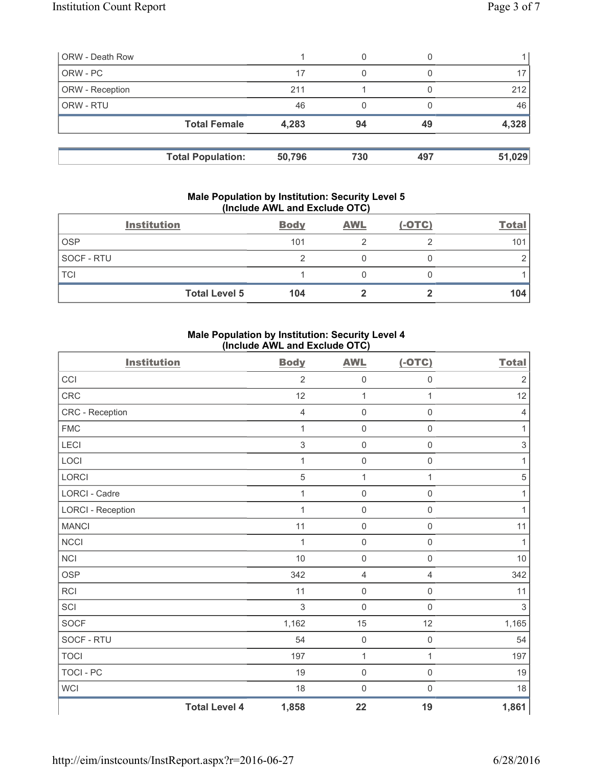| | | | | |
|---|---|---|---|---|
| ORW - Death Row | 1 | 0 | 0 | 1 |
| ORW - PC | 17 | 0 | 0 | 17 |
| ORW - Reception | 211 | 1 | 0 | 212 |
| ORW - RTU | 46 | 0 | 0 | 46 |
| **Total Female** | **4,283** | **94** | **49** | **4,328** |

| | | | | |
|---|---|---|---|---|
| **Total Population:** | **50,796** | **730** | **497** | **51,029** |

**Male Population by Institution: Security Level 5 (Include AWL and Exclude OTC)**

| Institution | Body | AWL | (-OTC) | Total |
|---|---|---|---|---|
| OSP | 101 | 2 | 2 | 101 |
| SOCF - RTU | 2 | 0 | 0 | 2 |
| TCI | 1 | 0 | 0 | 1 |
| **Total Level 5** | **104** | **2** | **2** | **104** |

**Male Population by Institution: Security Level 4 (Include AWL and Exclude OTC)**

| Institution | Body | AWL | (-OTC) | Total |
|---|---|---|---|---|
| CCI | 2 | 0 | 0 | 2 |
| CRC | 12 | 1 | 1 | 12 |
| CRC - Reception | 4 | 0 | 0 | 4 |
| FMC | 1 | 0 | 0 | 1 |
| LECI | 3 | 0 | 0 | 3 |
| LOCI | 1 | 0 | 0 | 1 |
| LORCI | 5 | 1 | 1 | 5 |
| LORCI - Cadre | 1 | 0 | 0 | 1 |
| LORCI - Reception | 1 | 0 | 0 | 1 |
| MANCI | 11 | 0 | 0 | 11 |
| NCCI | 1 | 0 | 0 | 1 |
| NCI | 10 | 0 | 0 | 10 |
| OSP | 342 | 4 | 4 | 342 |
| RCI | 11 | 0 | 0 | 11 |
| SCI | 3 | 0 | 0 | 3 |
| SOCF | 1,162 | 15 | 12 | 1,165 |
| SOCF - RTU | 54 | 0 | 0 | 54 |
| TOCI | 197 | 1 | 1 | 197 |
| TOCI - PC | 19 | 0 | 0 | 19 |
| WCI | 18 | 0 | 0 | 18 |
| **Total Level 4** | **1,858** | **22** | **19** | **1,861** |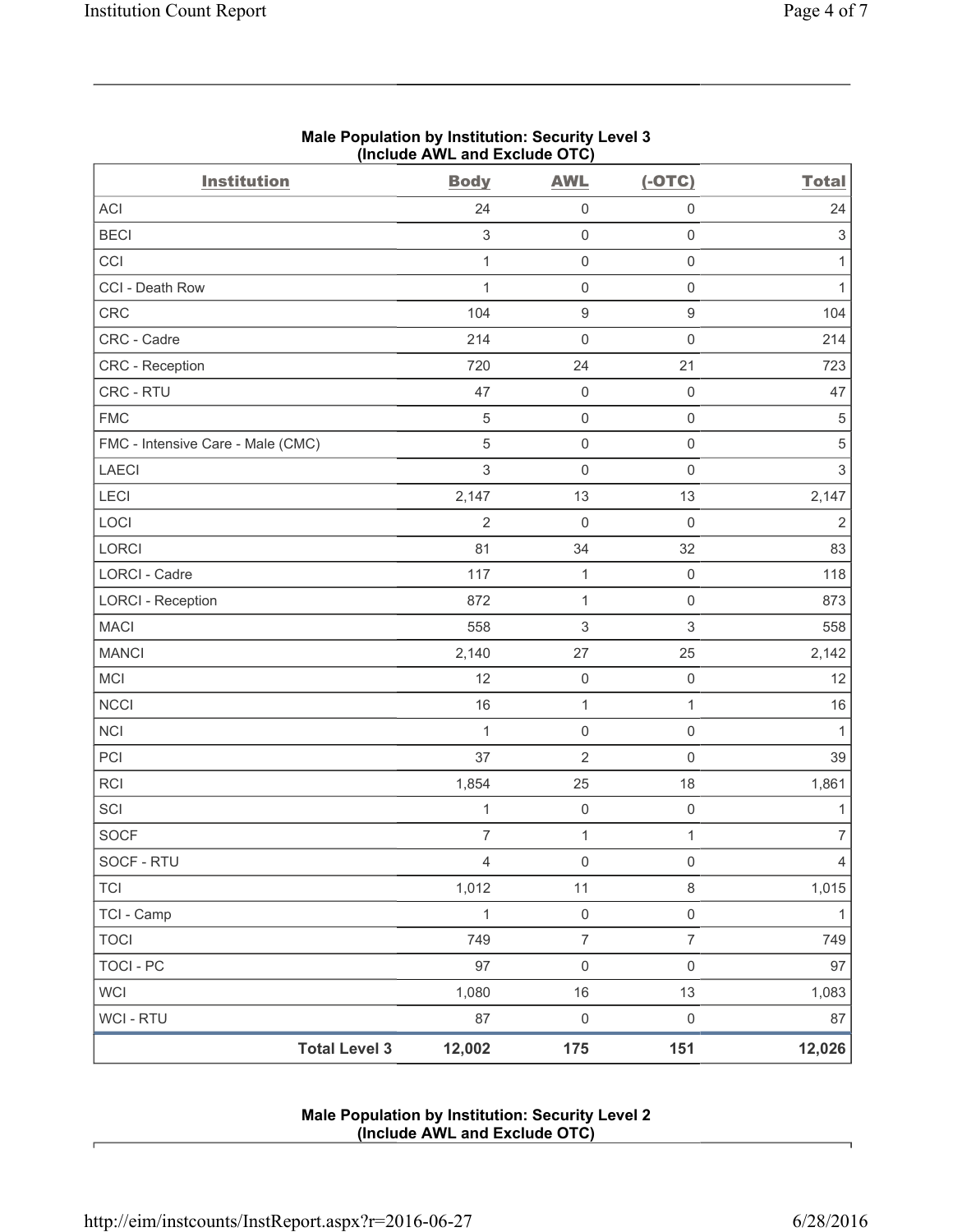**Male Population by Institution: Security Level 3**
**(Include AWL and Exclude OTC)**

| Institution | Body | AWL | (-OTC) | Total |
|---|---|---|---|---|
| ACI | 24 | 0 | 0 | 24 |
| BECI | 3 | 0 | 0 | 3 |
| CCI | 1 | 0 | 0 | 1 |
| CCI - Death Row | 1 | 0 | 0 | 1 |
| CRC | 104 | 9 | 9 | 104 |
| CRC - Cadre | 214 | 0 | 0 | 214 |
| CRC - Reception | 720 | 24 | 21 | 723 |
| CRC - RTU | 47 | 0 | 0 | 47 |
| FMC | 5 | 0 | 0 | 5 |
| FMC - Intensive Care - Male (CMC) | 5 | 0 | 0 | 5 |
| LAECI | 3 | 0 | 0 | 3 |
| LECI | 2,147 | 13 | 13 | 2,147 |
| LOCI | 2 | 0 | 0 | 2 |
| LORCI | 81 | 34 | 32 | 83 |
| LORCI - Cadre | 117 | 1 | 0 | 118 |
| LORCI - Reception | 872 | 1 | 0 | 873 |
| MACI | 558 | 3 | 3 | 558 |
| MANCI | 2,140 | 27 | 25 | 2,142 |
| MCI | 12 | 0 | 0 | 12 |
| NCCI | 16 | 1 | 1 | 16 |
| NCI | 1 | 0 | 0 | 1 |
| PCI | 37 | 2 | 0 | 39 |
| RCI | 1,854 | 25 | 18 | 1,861 |
| SCI | 1 | 0 | 0 | 1 |
| SOCF | 7 | 1 | 1 | 7 |
| SOCF - RTU | 4 | 0 | 0 | 4 |
| TCI | 1,012 | 11 | 8 | 1,015 |
| TCI - Camp | 1 | 0 | 0 | 1 |
| TOCI | 749 | 7 | 7 | 749 |
| TOCI - PC | 97 | 0 | 0 | 97 |
| WCI | 1,080 | 16 | 13 | 1,083 |
| WCI - RTU | 87 | 0 | 0 | 87 |
| **Total Level 3** | **12,002** | **175** | **151** | **12,026** |

**Male Population by Institution: Security Level 2**
**(Include AWL and Exclude OTC)**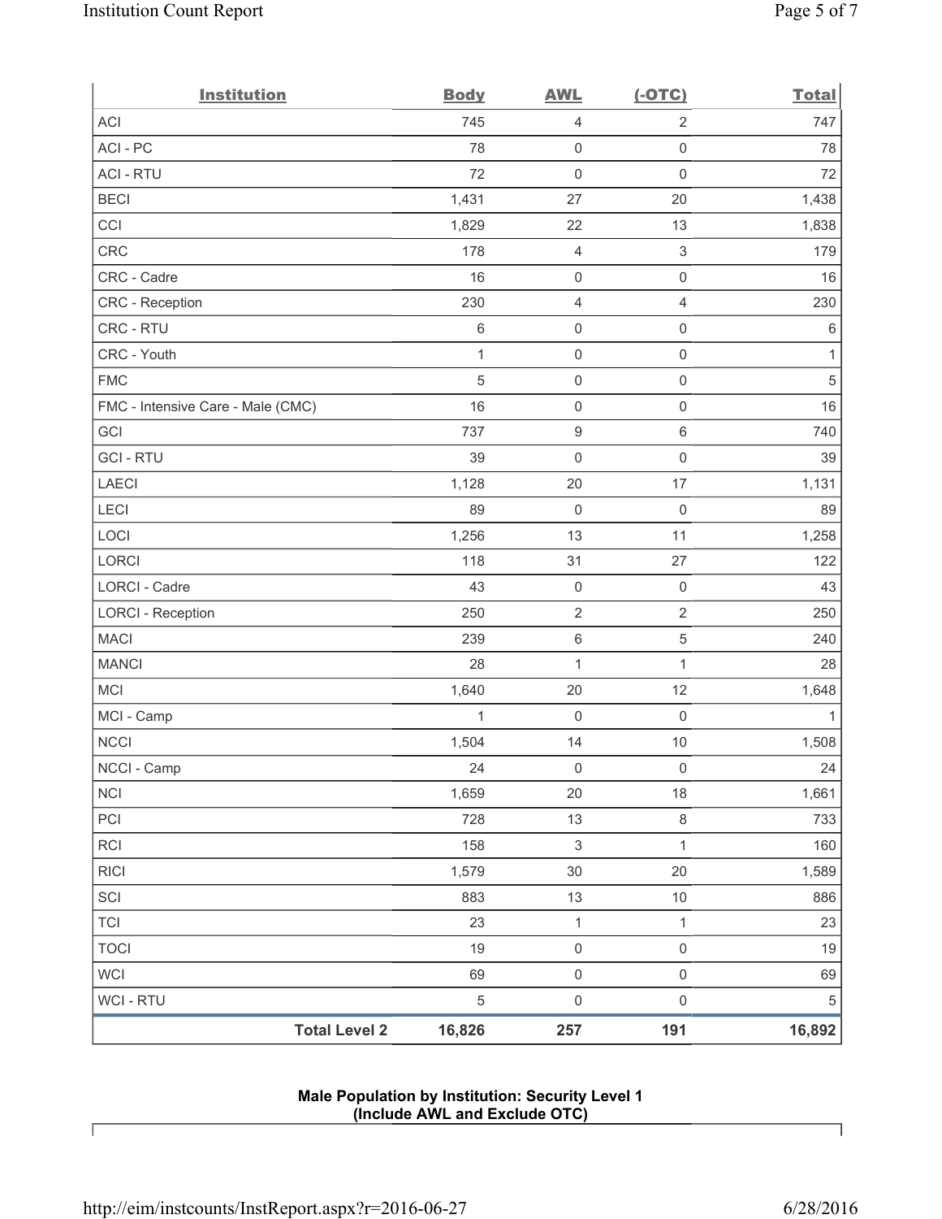| Institution | Body | AWL | (-OTC) | Total |
|---|---|---|---|---|
| ACI | 745 | 4 | 2 | 747 |
| ACI - PC | 78 | 0 | 0 | 78 |
| ACI - RTU | 72 | 0 | 0 | 72 |
| BECI | 1,431 | 27 | 20 | 1,438 |
| CCI | 1,829 | 22 | 13 | 1,838 |
| CRC | 178 | 4 | 3 | 179 |
| CRC - Cadre | 16 | 0 | 0 | 16 |
| CRC - Reception | 230 | 4 | 4 | 230 |
| CRC - RTU | 6 | 0 | 0 | 6 |
| CRC - Youth | 1 | 0 | 0 | 1 |
| FMC | 5 | 0 | 0 | 5 |
| FMC - Intensive Care - Male (CMC) | 16 | 0 | 0 | 16 |
| GCI | 737 | 9 | 6 | 740 |
| GCI - RTU | 39 | 0 | 0 | 39 |
| LAECI | 1,128 | 20 | 17 | 1,131 |
| LECI | 89 | 0 | 0 | 89 |
| LOCI | 1,256 | 13 | 11 | 1,258 |
| LORCI | 118 | 31 | 27 | 122 |
| LORCI - Cadre | 43 | 0 | 0 | 43 |
| LORCI - Reception | 250 | 2 | 2 | 250 |
| MACI | 239 | 6 | 5 | 240 |
| MANCI | 28 | 1 | 1 | 28 |
| MCI | 1,640 | 20 | 12 | 1,648 |
| MCI - Camp | 1 | 0 | 0 | 1 |
| NCCI | 1,504 | 14 | 10 | 1,508 |
| NCCI - Camp | 24 | 0 | 0 | 24 |
| NCI | 1,659 | 20 | 18 | 1,661 |
| PCI | 728 | 13 | 8 | 733 |
| RCI | 158 | 3 | 1 | 160 |
| RICI | 1,579 | 30 | 20 | 1,589 |
| SCI | 883 | 13 | 10 | 886 |
| TCI | 23 | 1 | 1 | 23 |
| TOCI | 19 | 0 | 0 | 19 |
| WCI | 69 | 0 | 0 | 69 |
| WCI - RTU | 5 | 0 | 0 | 5 |
| **Total Level 2** | **16,826** | **257** | **191** | **16,892** |

**Male Population by Institution: Security Level 1 (Include AWL and Exclude OTC)**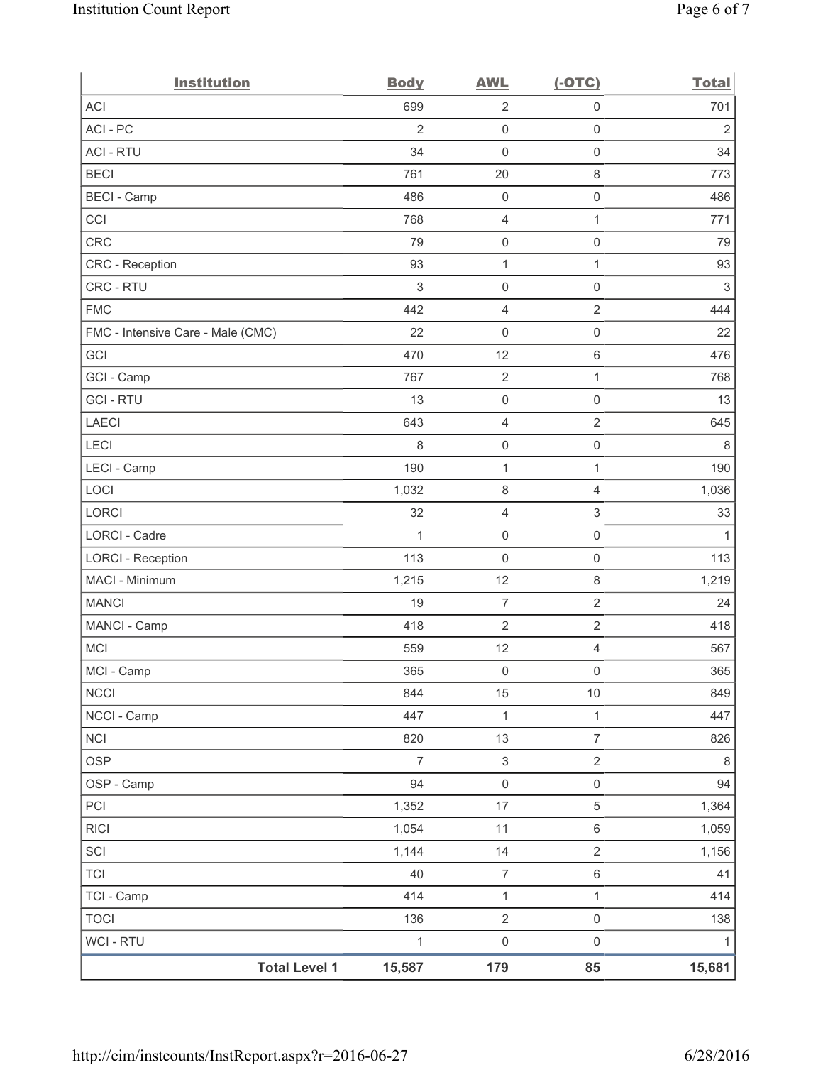| Institution | Body | AWL | (-OTC) | Total |
|---|---|---|---|---|
| ACI | 699 | 2 | 0 | 701 |
| ACI - PC | 2 | 0 | 0 | 2 |
| ACI - RTU | 34 | 0 | 0 | 34 |
| BECI | 761 | 20 | 8 | 773 |
| BECI - Camp | 486 | 0 | 0 | 486 |
| CCI | 768 | 4 | 1 | 771 |
| CRC | 79 | 0 | 0 | 79 |
| CRC - Reception | 93 | 1 | 1 | 93 |
| CRC - RTU | 3 | 0 | 0 | 3 |
| FMC | 442 | 4 | 2 | 444 |
| FMC - Intensive Care - Male (CMC) | 22 | 0 | 0 | 22 |
| GCI | 470 | 12 | 6 | 476 |
| GCI - Camp | 767 | 2 | 1 | 768 |
| GCI - RTU | 13 | 0 | 0 | 13 |
| LAECI | 643 | 4 | 2 | 645 |
| LECI | 8 | 0 | 0 | 8 |
| LECI - Camp | 190 | 1 | 1 | 190 |
| LOCI | 1,032 | 8 | 4 | 1,036 |
| LORCI | 32 | 4 | 3 | 33 |
| LORCI - Cadre | 1 | 0 | 0 | 1 |
| LORCI - Reception | 113 | 0 | 0 | 113 |
| MACI - Minimum | 1,215 | 12 | 8 | 1,219 |
| MANCI | 19 | 7 | 2 | 24 |
| MANCI - Camp | 418 | 2 | 2 | 418 |
| MCI | 559 | 12 | 4 | 567 |
| MCI - Camp | 365 | 0 | 0 | 365 |
| NCCI | 844 | 15 | 10 | 849 |
| NCCI - Camp | 447 | 1 | 1 | 447 |
| NCI | 820 | 13 | 7 | 826 |
| OSP | 7 | 3 | 2 | 8 |
| OSP - Camp | 94 | 0 | 0 | 94 |
| PCI | 1,352 | 17 | 5 | 1,364 |
| RICI | 1,054 | 11 | 6 | 1,059 |
| SCI | 1,144 | 14 | 2 | 1,156 |
| TCI | 40 | 7 | 6 | 41 |
| TCI - Camp | 414 | 1 | 1 | 414 |
| TOCI | 136 | 2 | 0 | 138 |
| WCI - RTU | 1 | 0 | 0 | 1 |
| **Total Level 1** | **15,587** | **179** | **85** | **15,681** |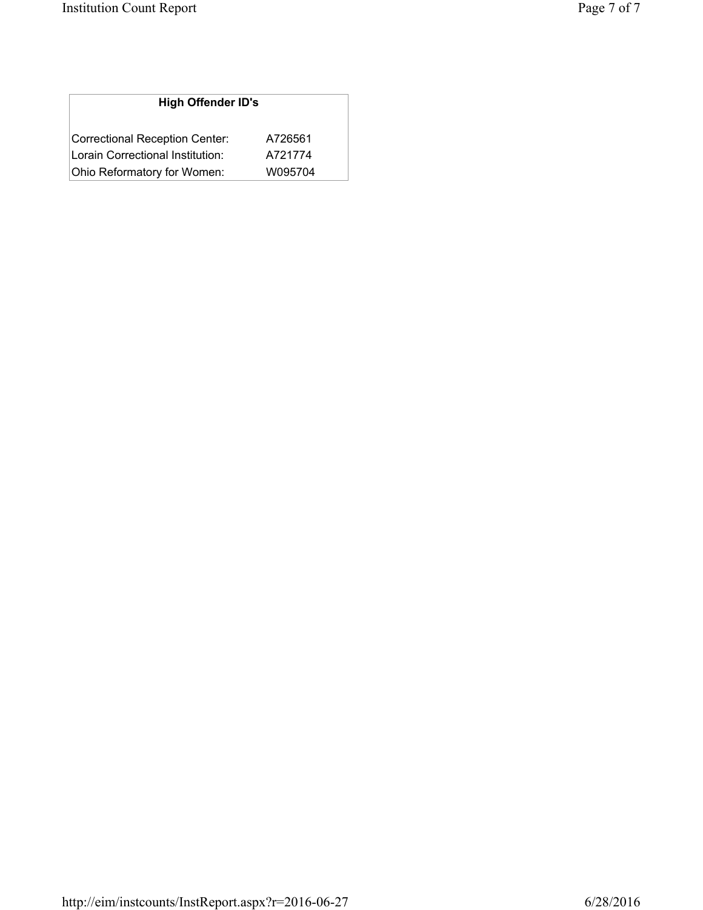| High Offender ID's | |
|---|---|
| Correctional Reception Center: | A726561 |
| Lorain Correctional Institution: | A721774 |
| Ohio Reformatory for Women: | W095704 |